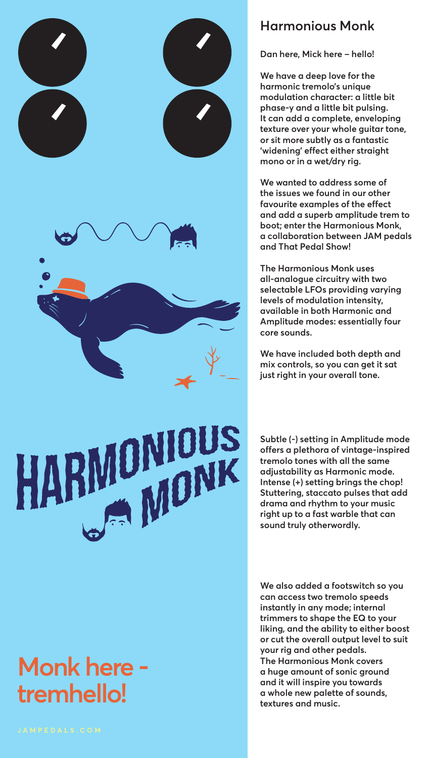# HARMONIOUS MONK

## Monk here - tremhello!

JAMPEDALS.COM

## Harmonious Monk

**Dan here, Mick here – hello!**

**We have a deep love for the harmonic tremolo's unique modulation character: a little bit phase-y and a little bit pulsing. It can add a complete, enveloping texture over your whole guitar tone, or sit more subtly as a fantastic 'widening' effect either straight mono or in a wet/dry rig.**

**We wanted to address some of the issues we found in our other favourite examples of the effect and add a superb amplitude trem to boot; enter the Harmonious Monk, a collaboration between JAM pedals and That Pedal Show!**

**The Harmonious Monk uses all-analogue circuitry with two selectable LFOs providing varying levels of modulation intensity, available in both Harmonic and Amplitude modes: essentially four core sounds.**

**We have included both depth and mix controls, so you can get it sat just right in your overall tone.**

**Subtle (-) setting in Amplitude mode offers a plethora of vintage-inspired tremolo tones with all the same adjustability as Harmonic mode. Intense (+) setting brings the chop! Stuttering, staccato pulses that add drama and rhythm to your music right up to a fast warble that can sound truly otherwordly.**

**We also added a footswitch so you can access two tremolo speeds instantly in any mode; internal trimmers to shape the EQ to your liking, and the ability to either boost or cut the overall output level to suit your rig and other pedals. The Harmonious Monk covers a huge amount of sonic ground and it will inspire you towards a whole new palette of sounds, textures and music.**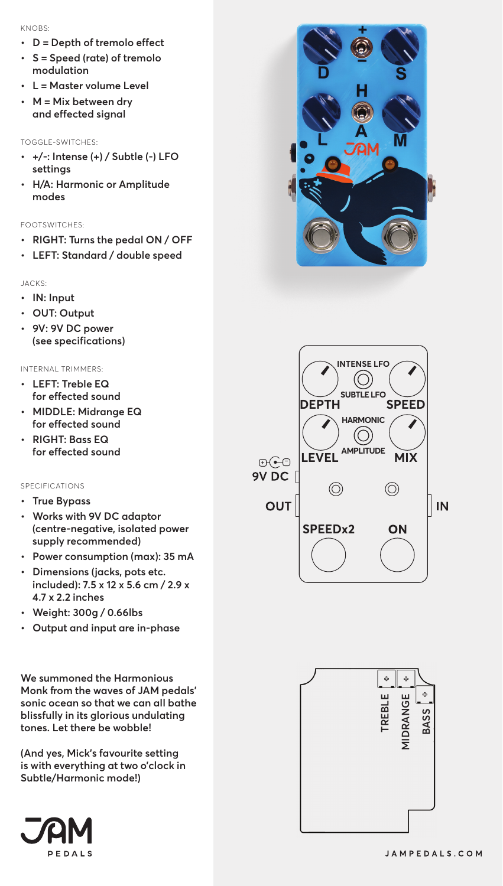KNOBS:

- **D = Depth of tremolo effect**
- **S = Speed (rate) of tremolo modulation**
- **L = Master volume Level**
- **M = Mix between dry and effected signal**

TOGGLE-SWITCHES:

- **+/-: Intense (+) / Subtle (-) LFO settings**
- **H/A: Harmonic or Amplitude modes**

FOOTSWITCHES:

- **RIGHT: Turns the pedal ON / OFF**
- **LEFT: Standard / double speed**

JACKS:

- **IN: Input**
- **OUT: Output**
- **9V: 9V DC power (see specifications)**

INTERNAL TRIMMERS:

- **LEFT: Treble EQ for effected sound**
- **MIDDLE: Midrange EQ for effected sound**
- **RIGHT: Bass EQ for effected sound**

SPECIFICATIONS

- **True Bypass**
- **Works with 9V DC adaptor (centre-negative, isolated power supply recommended)**
- **Power consumption (max): 35 mA**
- **Dimensions (jacks, pots etc. included): 7.5 x 12 x 5.6 cm / 2.9 x 4.7 x 2.2 inches**
- **Weight: 300g / 0.66lbs**
- **Output and input are in-phase**

**We summoned the Harmonious Monk from the waves of JAM pedals' sonic ocean so that we can all bathe blissfully in its glorious undulating tones. Let there be wobble!**

**(And yes, Mick's favourite setting is with everything at two o'clock in Subtle/Harmonic mode!)**

JAM PEDALS

INTENSE LFO
SUBTLE LFO
DEPTH
SPEED
HARMONIC
AMPLITUDE
LEVEL
MIX
9V DC
OUT
IN
SPEEDx2
ON

TREBLE
MIDRANGE
BASS

JAMPEDALS.COM